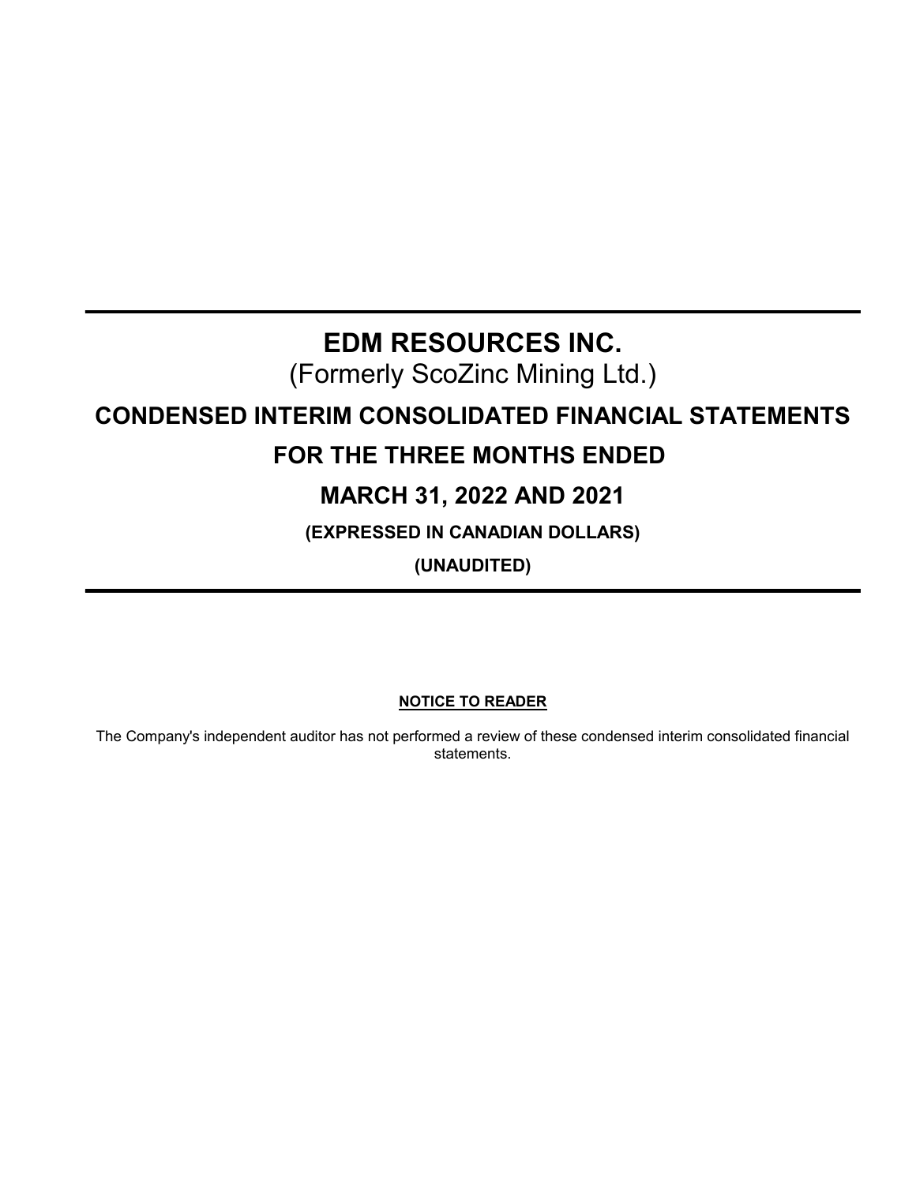# EDM RESOURCES INC.

(Formerly ScoZinc Mining Ltd.)

# CONDENSED INTERIM CONSOLIDATED FINANCIAL STATEMENTS

# FOR THE THREE MONTHS ENDED

# MARCH 31, 2022 AND 2021

**(EXPRESSED IN CANADIAN DOLLARS)**

**(UNAUDITED)**

**NOTICE TO READER**

The Company's independent auditor has not performed a review of these condensed interim consolidated financial statements.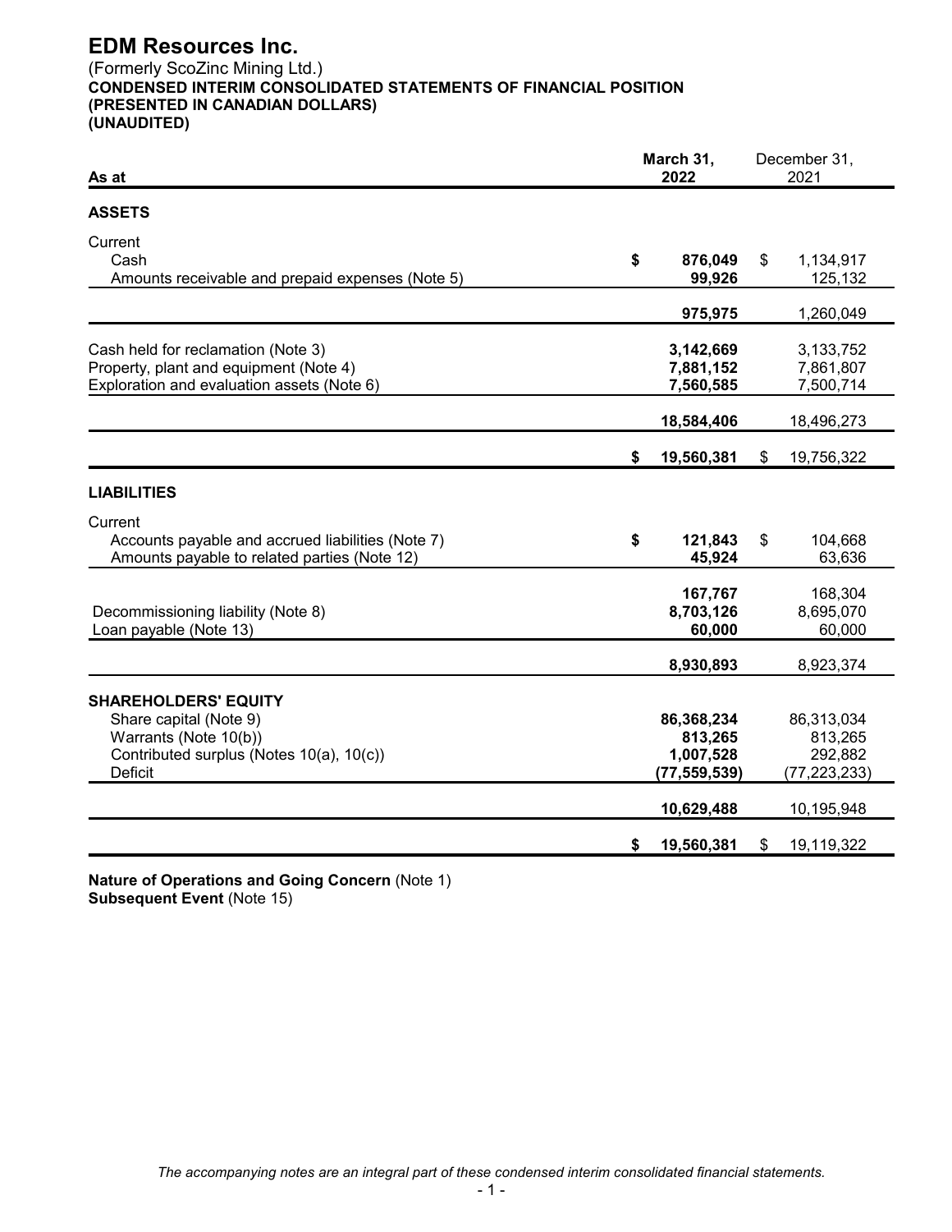# EDM Resources Inc.

(Formerly ScoZinc Mining Ltd.)
**CONDENSED INTERIM CONSOLIDATED STATEMENTS OF FINANCIAL POSITION**
**(PRESENTED IN CANADIAN DOLLARS)**
**(UNAUDITED)**

| As at | March 31, 2022 | December 31, 2021 |
|---|---|---|
| **ASSETS** | | |
| Current | | |
| Cash | **$ 876,049** | $ 1,134,917 |
| Amounts receivable and prepaid expenses (Note 5) | **99,926** | 125,132 |
| | **975,975** | 1,260,049 |
| Cash held for reclamation (Note 3) | **3,142,669** | 3,133,752 |
| Property, plant and equipment (Note 4) | **7,881,152** | 7,861,807 |
| Exploration and evaluation assets (Note 6) | **7,560,585** | 7,500,714 |
| | **18,584,406** | 18,496,273 |
| | **$ 19,560,381** | $ 19,756,322 |
| **LIABILITIES** | | |
| Current | | |
| Accounts payable and accrued liabilities (Note 7) | **$ 121,843** | $ 104,668 |
| Amounts payable to related parties (Note 12) | **45,924** | 63,636 |
| | **167,767** | 168,304 |
| Decommissioning liability (Note 8) | **8,703,126** | 8,695,070 |
| Loan payable (Note 13) | **60,000** | 60,000 |
| | **8,930,893** | 8,923,374 |
| **SHAREHOLDERS' EQUITY** | | |
| Share capital (Note 9) | **86,368,234** | 86,313,034 |
| Warrants (Note 10(b)) | **813,265** | 813,265 |
| Contributed surplus (Notes 10(a), 10(c)) | **1,007,528** | 292,882 |
| Deficit | **(77,559,539)** | (77,223,233) |
| | **10,629,488** | 10,195,948 |
| | **$ 19,560,381** | $ 19,119,322 |

**Nature of Operations and Going Concern** (Note 1)
**Subsequent Event** (Note 15)

*The accompanying notes are an integral part of these condensed interim consolidated financial statements.*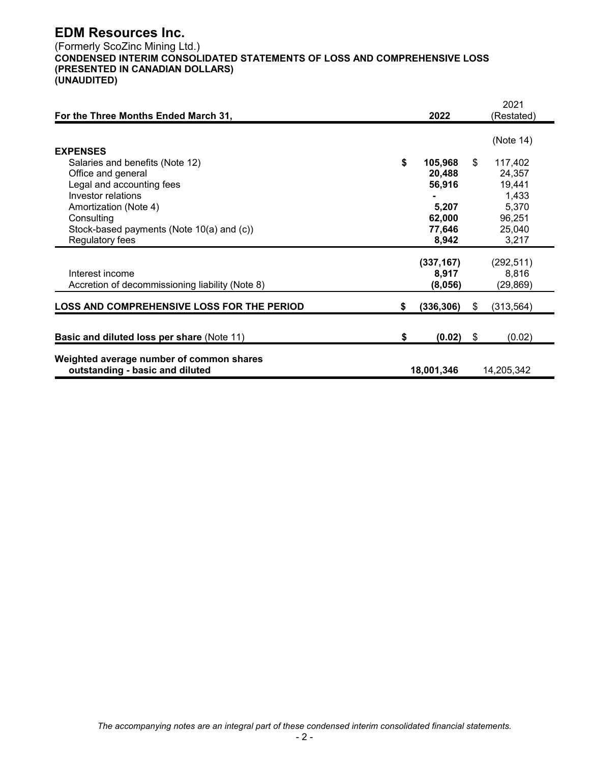# EDM Resources Inc.

(Formerly ScoZinc Mining Ltd.)
**CONDENSED INTERIM CONSOLIDATED STATEMENTS OF LOSS AND COMPREHENSIVE LOSS**
**(PRESENTED IN CANADIAN DOLLARS)**
**(UNAUDITED)**

| For the Three Months Ended March 31, | 2022 | 2021 (Restated) |
|---|---|---|
| | | (Note 14) |
| **EXPENSES** | | |
| Salaries and benefits (Note 12) | **$ 105,968** | $ 117,402 |
| Office and general | **20,488** | 24,357 |
| Legal and accounting fees | **56,916** | 19,441 |
| Investor relations | **-** | 1,433 |
| Amortization (Note 4) | **5,207** | 5,370 |
| Consulting | **62,000** | 96,251 |
| Stock-based payments (Note 10(a) and (c)) | **77,646** | 25,040 |
| Regulatory fees | **8,942** | 3,217 |
| | **(337,167)** | (292,511) |
| Interest income | **8,917** | 8,816 |
| Accretion of decommissioning liability (Note 8) | **(8,056)** | (29,869) |
| **LOSS AND COMPREHENSIVE LOSS FOR THE PERIOD** | **$ (336,306)** | $ (313,564) |
| **Basic and diluted loss per share** (Note 11) | **$ (0.02)** | $ (0.02) |
| **Weighted average number of common shares outstanding - basic and diluted** | **18,001,346** | 14,205,342 |

*The accompanying notes are an integral part of these condensed interim consolidated financial statements.*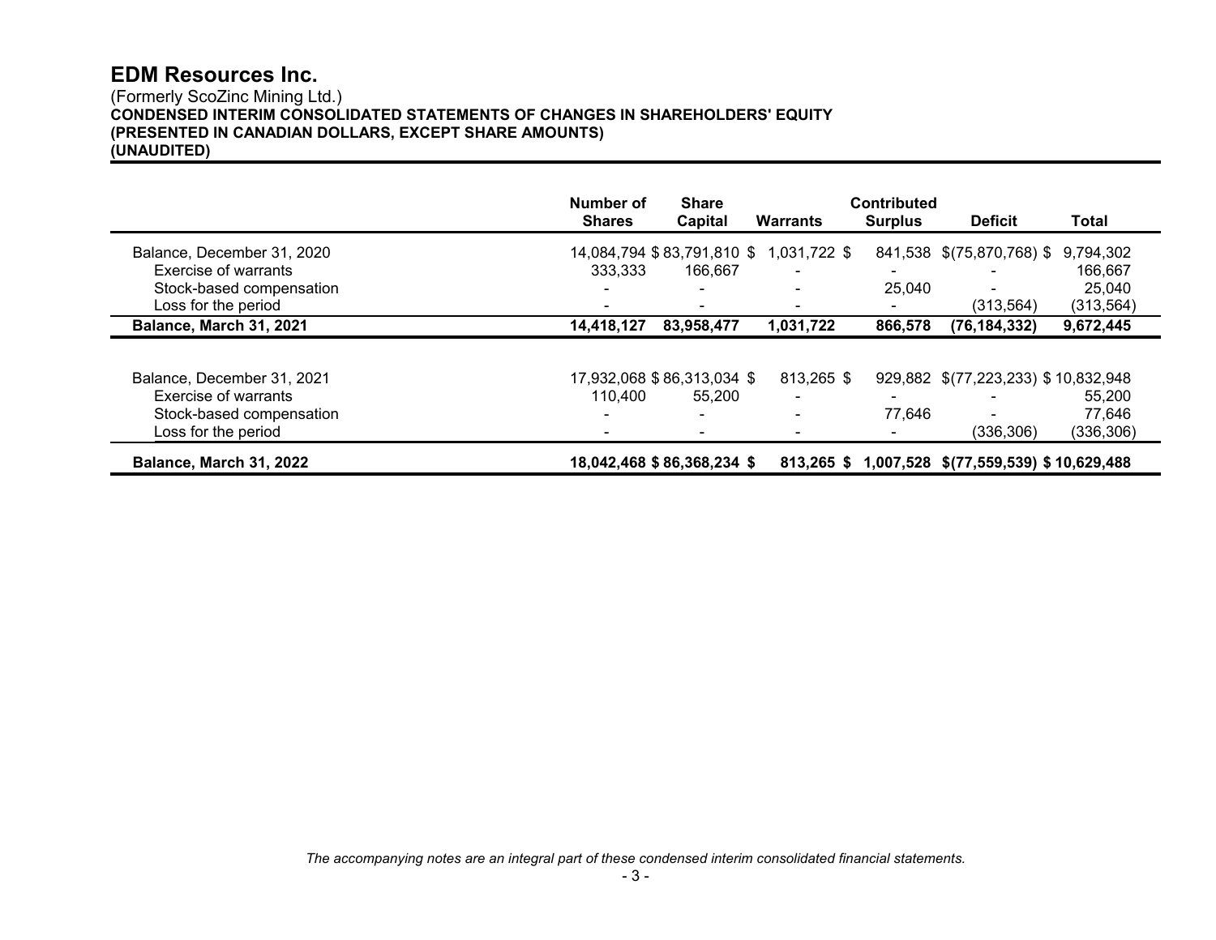# EDM Resources Inc.

(Formerly ScoZinc Mining Ltd.)

**CONDENSED INTERIM CONSOLIDATED STATEMENTS OF CHANGES IN SHAREHOLDERS' EQUITY**
**(PRESENTED IN CANADIAN DOLLARS, EXCEPT SHARE AMOUNTS)**
**(UNAUDITED)**

| | Number of Shares | Share Capital | Warrants | Contributed Surplus | Deficit | Total |
|---|---|---|---|---|---|---|
| Balance, December 31, 2020 | 14,084,794 | $ 83,791,810 | $ 1,031,722 | $ 841,538 | $ (75,870,768) | $ 9,794,302 |
| Exercise of warrants | 333,333 | 166,667 | - | - | - | 166,667 |
| Stock-based compensation | - | - | - | 25,040 | - | 25,040 |
| Loss for the period | - | - | - | - | (313,564) | (313,564) |
| **Balance, March 31, 2021** | **14,418,127** | **83,958,477** | **1,031,722** | **866,578** | **(76,184,332)** | **9,672,445** |
| | | | | | | |
| Balance, December 31, 2021 | 17,932,068 | $ 86,313,034 | $ 813,265 | $ 929,882 | $ (77,223,233) | $ 10,832,948 |
| Exercise of warrants | 110,400 | 55,200 | - | - | - | 55,200 |
| Stock-based compensation | - | - | - | 77,646 | - | 77,646 |
| Loss for the period | - | - | - | - | (336,306) | (336,306) |
| **Balance, March 31, 2022** | **18,042,468** | **$ 86,368,234** | **$ 813,265** | **$ 1,007,528** | **$ (77,559,539)** | **$ 10,629,488** |

*The accompanying notes are an integral part of these condensed interim consolidated financial statements.*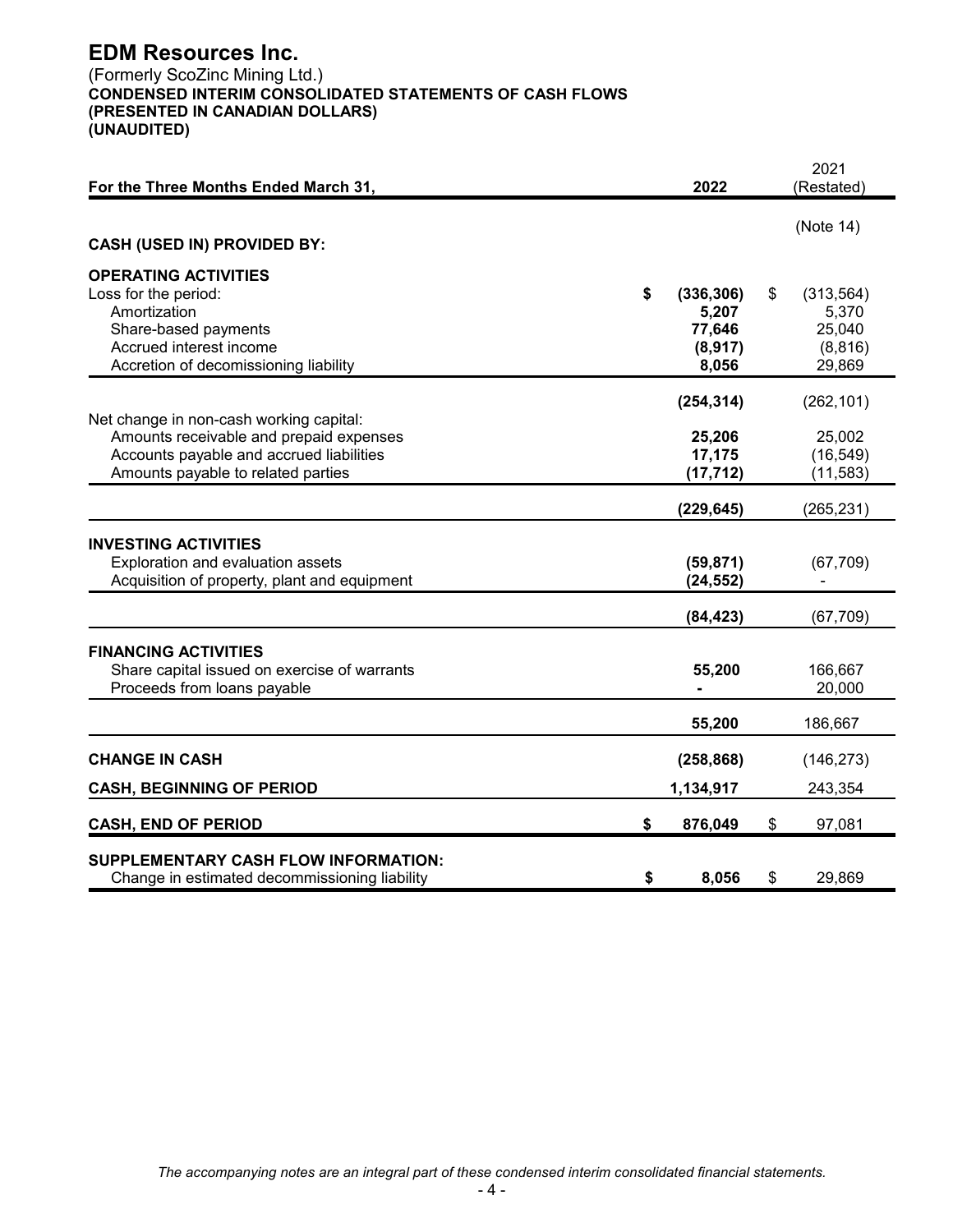# EDM Resources Inc.

(Formerly ScoZinc Mining Ltd.)
**CONDENSED INTERIM CONSOLIDATED STATEMENTS OF CASH FLOWS**
**(PRESENTED IN CANADIAN DOLLARS)**
**(UNAUDITED)**

| For the Three Months Ended March 31, | 2022 | 2021 (Restated) |
|---|---|---|
| | | (Note 14) |
| **CASH (USED IN) PROVIDED BY:** | | |
| **OPERATING ACTIVITIES** | | |
| Loss for the period: | **$ (336,306)** | $ (313,564) |
| Amortization | **5,207** | 5,370 |
| Share-based payments | **77,646** | 25,040 |
| Accrued interest income | **(8,917)** | (8,816) |
| Accretion of decomissioning liability | **8,056** | 29,869 |
| | **(254,314)** | (262,101) |
| Net change in non-cash working capital: | | |
| Amounts receivable and prepaid expenses | **25,206** | 25,002 |
| Accounts payable and accrued liabilities | **17,175** | (16,549) |
| Amounts payable to related parties | **(17,712)** | (11,583) |
| | **(229,645)** | (265,231) |
| **INVESTING ACTIVITIES** | | |
| Exploration and evaluation assets | **(59,871)** | (67,709) |
| Acquisition of property, plant and equipment | **(24,552)** | - |
| | **(84,423)** | (67,709) |
| **FINANCING ACTIVITIES** | | |
| Share capital issued on exercise of warrants | **55,200** | 166,667 |
| Proceeds from loans payable | **-** | 20,000 |
| | **55,200** | 186,667 |
| **CHANGE IN CASH** | **(258,868)** | (146,273) |
| **CASH, BEGINNING OF PERIOD** | **1,134,917** | 243,354 |
| **CASH, END OF PERIOD** | **$ 876,049** | $ 97,081 |
| **SUPPLEMENTARY CASH FLOW INFORMATION:** | | |
| Change in estimated decommissioning liability | **$ 8,056** | $ 29,869 |

*The accompanying notes are an integral part of these condensed interim consolidated financial statements.*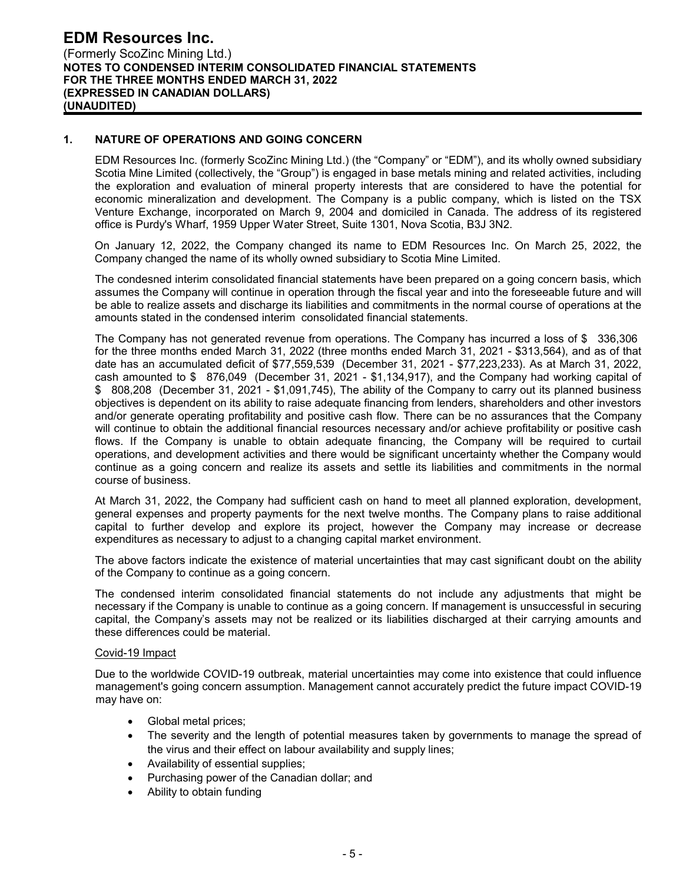## 1. NATURE OF OPERATIONS AND GOING CONCERN

EDM Resources Inc. (formerly ScoZinc Mining Ltd.) (the "Company" or "EDM"), and its wholly owned subsidiary Scotia Mine Limited (collectively, the "Group") is engaged in base metals mining and related activities, including the exploration and evaluation of mineral property interests that are considered to have the potential for economic mineralization and development. The Company is a public company, which is listed on the TSX Venture Exchange, incorporated on March 9, 2004 and domiciled in Canada. The address of its registered office is Purdy's Wharf, 1959 Upper Water Street, Suite 1301, Nova Scotia, B3J 3N2.

On January 12, 2022, the Company changed its name to EDM Resources Inc. On March 25, 2022, the Company changed the name of its wholly owned subsidiary to Scotia Mine Limited.

The condesned interim consolidated financial statements have been prepared on a going concern basis, which assumes the Company will continue in operation through the fiscal year and into the foreseeable future and will be able to realize assets and discharge its liabilities and commitments in the normal course of operations at the amounts stated in the condensed interim consolidated financial statements.

The Company has not generated revenue from operations. The Company has incurred a loss of $ 336,306 for the three months ended March 31, 2022 (three months ended March 31, 2021 - $313,564), and as of that date has an accumulated deficit of $77,559,539 (December 31, 2021 - $77,223,233). As at March 31, 2022, cash amounted to $ 876,049 (December 31, 2021 - $1,134,917), and the Company had working capital of $ 808,208 (December 31, 2021 - $1,091,745), The ability of the Company to carry out its planned business objectives is dependent on its ability to raise adequate financing from lenders, shareholders and other investors and/or generate operating profitability and positive cash flow. There can be no assurances that the Company will continue to obtain the additional financial resources necessary and/or achieve profitability or positive cash flows. If the Company is unable to obtain adequate financing, the Company will be required to curtail operations, and development activities and there would be significant uncertainty whether the Company would continue as a going concern and realize its assets and settle its liabilities and commitments in the normal course of business.

At March 31, 2022, the Company had sufficient cash on hand to meet all planned exploration, development, general expenses and property payments for the next twelve months. The Company plans to raise additional capital to further develop and explore its project, however the Company may increase or decrease expenditures as necessary to adjust to a changing capital market environment.

The above factors indicate the existence of material uncertainties that may cast significant doubt on the ability of the Company to continue as a going concern.

The condensed interim consolidated financial statements do not include any adjustments that might be necessary if the Company is unable to continue as a going concern. If management is unsuccessful in securing capital, the Company's assets may not be realized or its liabilities discharged at their carrying amounts and these differences could be material.

Covid-19 Impact

Due to the worldwide COVID-19 outbreak, material uncertainties may come into existence that could influence management's going concern assumption. Management cannot accurately predict the future impact COVID-19 may have on:

- Global metal prices;
- The severity and the length of potential measures taken by governments to manage the spread of the virus and their effect on labour availability and supply lines;
- Availability of essential supplies;
- Purchasing power of the Canadian dollar; and
- Ability to obtain funding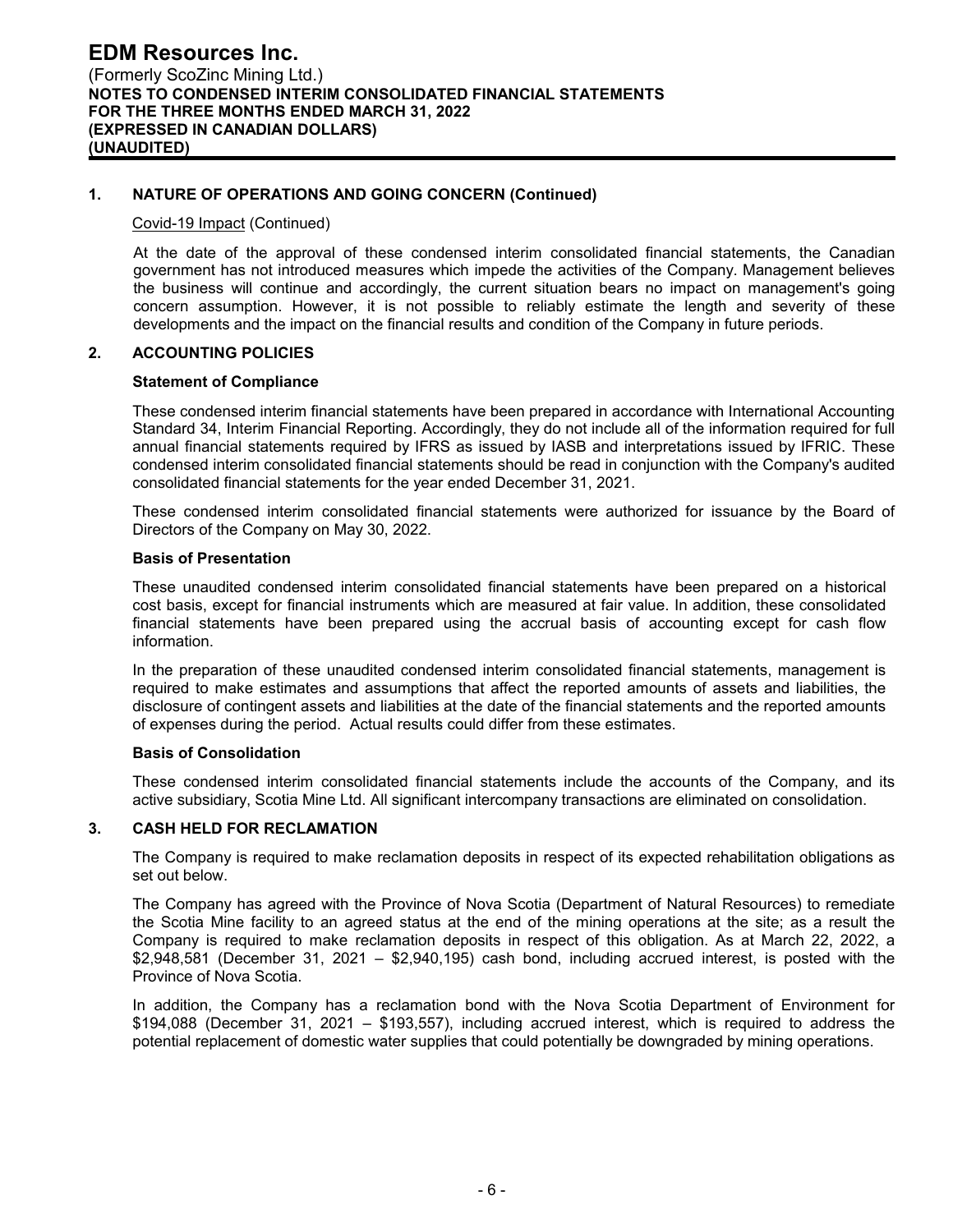## 1. NATURE OF OPERATIONS AND GOING CONCERN (Continued)

Covid-19 Impact (Continued)

At the date of the approval of these condensed interim consolidated financial statements, the Canadian government has not introduced measures which impede the activities of the Company. Management believes the business will continue and accordingly, the current situation bears no impact on management's going concern assumption. However, it is not possible to reliably estimate the length and severity of these developments and the impact on the financial results and condition of the Company in future periods.

## 2. ACCOUNTING POLICIES

### Statement of Compliance

These condensed interim financial statements have been prepared in accordance with International Accounting Standard 34, Interim Financial Reporting. Accordingly, they do not include all of the information required for full annual financial statements required by IFRS as issued by IASB and interpretations issued by IFRIC. These condensed interim consolidated financial statements should be read in conjunction with the Company's audited consolidated financial statements for the year ended December 31, 2021.

These condensed interim consolidated financial statements were authorized for issuance by the Board of Directors of the Company on May 30, 2022.

### Basis of Presentation

These unaudited condensed interim consolidated financial statements have been prepared on a historical cost basis, except for financial instruments which are measured at fair value. In addition, these consolidated financial statements have been prepared using the accrual basis of accounting except for cash flow information.

In the preparation of these unaudited condensed interim consolidated financial statements, management is required to make estimates and assumptions that affect the reported amounts of assets and liabilities, the disclosure of contingent assets and liabilities at the date of the financial statements and the reported amounts of expenses during the period. Actual results could differ from these estimates.

### Basis of Consolidation

These condensed interim consolidated financial statements include the accounts of the Company, and its active subsidiary, Scotia Mine Ltd. All significant intercompany transactions are eliminated on consolidation.

## 3. CASH HELD FOR RECLAMATION

The Company is required to make reclamation deposits in respect of its expected rehabilitation obligations as set out below.

The Company has agreed with the Province of Nova Scotia (Department of Natural Resources) to remediate the Scotia Mine facility to an agreed status at the end of the mining operations at the site; as a result the Company is required to make reclamation deposits in respect of this obligation. As at March 22, 2022, a $2,948,581 (December 31, 2021 – $2,940,195) cash bond, including accrued interest, is posted with the Province of Nova Scotia.

In addition, the Company has a reclamation bond with the Nova Scotia Department of Environment for $194,088 (December 31, 2021 – $193,557), including accrued interest, which is required to address the potential replacement of domestic water supplies that could potentially be downgraded by mining operations.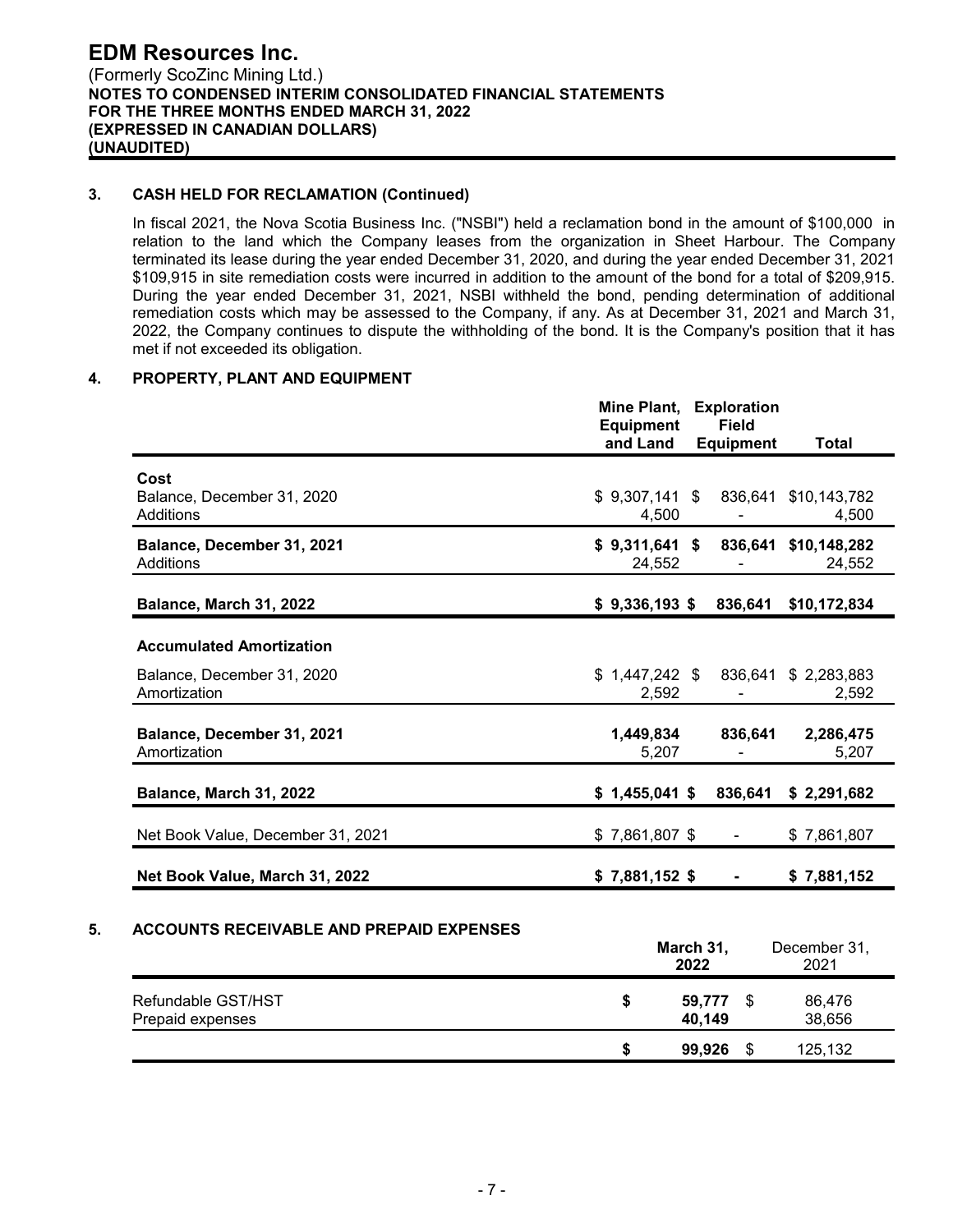## 3. CASH HELD FOR RECLAMATION (Continued)

In fiscal 2021, the Nova Scotia Business Inc. ("NSBI") held a reclamation bond in the amount of \$100,000 in relation to the land which the Company leases from the organization in Sheet Harbour. The Company terminated its lease during the year ended December 31, 2020, and during the year ended December 31, 2021 \$109,915 in site remediation costs were incurred in addition to the amount of the bond for a total of \$209,915. During the year ended December 31, 2021, NSBI withheld the bond, pending determination of additional remediation costs which may be assessed to the Company, if any. As at December 31, 2021 and March 31, 2022, the Company continues to dispute the withholding of the bond. It is the Company's position that it has met if not exceeded its obligation.

## 4. PROPERTY, PLANT AND EQUIPMENT

| | Mine Plant, Equipment and Land | Exploration Field Equipment | Total |
|---|---|---|---|
| **Cost** | | | |
| Balance, December 31, 2020 | $ 9,307,141 | $ 836,641 | $10,143,782 |
| Additions | 4,500 | - | 4,500 |
| **Balance, December 31, 2021** | **$ 9,311,641** | **$ 836,641** | **$10,148,282** |
| Additions | 24,552 | - | 24,552 |
| **Balance, March 31, 2022** | **$ 9,336,193** | **$ 836,641** | **$10,172,834** |
| **Accumulated Amortization** | | | |
| Balance, December 31, 2020 | $ 1,447,242 | $ 836,641 | $ 2,283,883 |
| Amortization | 2,592 | - | 2,592 |
| **Balance, December 31, 2021** | **1,449,834** | **836,641** | **2,286,475** |
| Amortization | 5,207 | - | 5,207 |
| **Balance, March 31, 2022** | **$ 1,455,041** | **$ 836,641** | **$ 2,291,682** |
| Net Book Value, December 31, 2021 | $ 7,861,807 | $ - | $ 7,861,807 |
| **Net Book Value, March 31, 2022** | **$ 7,881,152** | **$ -** | **$ 7,881,152** |

## 5. ACCOUNTS RECEIVABLE AND PREPAID EXPENSES

| | March 31, 2022 | December 31, 2021 |
|---|---|---|
| Refundable GST/HST | **$ 59,777** | $ 86,476 |
| Prepaid expenses | **40,149** | 38,656 |
| | **$ 99,926** | $ 125,132 |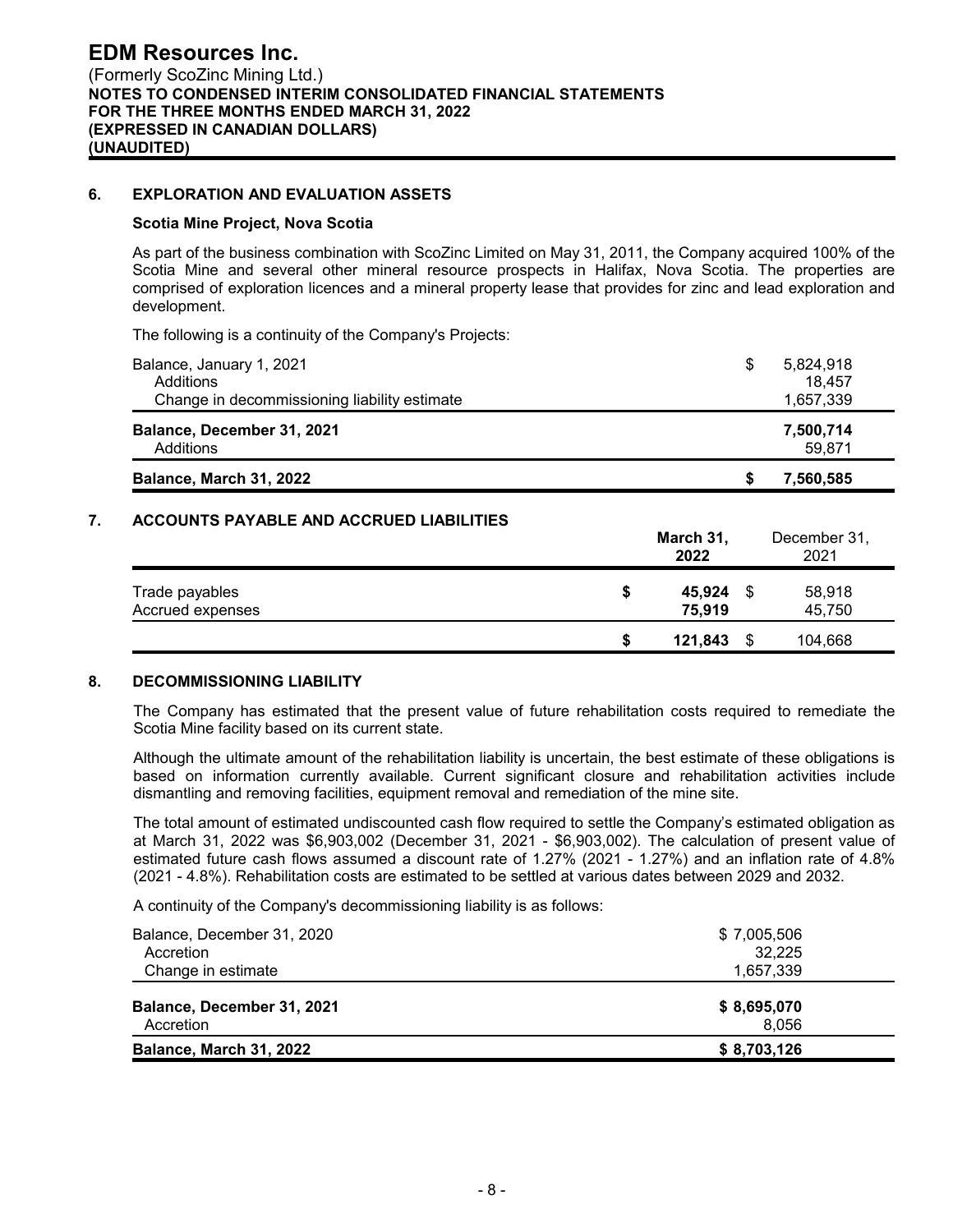## 6. EXPLORATION AND EVALUATION ASSETS

### Scotia Mine Project, Nova Scotia

As part of the business combination with ScoZinc Limited on May 31, 2011, the Company acquired 100% of the Scotia Mine and several other mineral resource prospects in Halifax, Nova Scotia. The properties are comprised of exploration licences and a mineral property lease that provides for zinc and lead exploration and development.

The following is a continuity of the Company's Projects:

| | | |
|---|---|---|
| Balance, January 1, 2021 | $ | 5,824,918 |
| Additions | | 18,457 |
| Change in decommissioning liability estimate | | 1,657,339 |
| **Balance, December 31, 2021** | | **7,500,714** |
| Additions | | 59,871 |
| **Balance, March 31, 2022** | **$** | **7,560,585** |

## 7. ACCOUNTS PAYABLE AND ACCRUED LIABILITIES

| | | **March 31, 2022** | | December 31, 2021 |
|---|---|---|---|---|
| Trade payables | **$** | **45,924** | $ | 58,918 |
| Accrued expenses | | **75,919** | | 45,750 |
| | **$** | **121,843** | $ | 104,668 |

## 8. DECOMMISSIONING LIABILITY

The Company has estimated that the present value of future rehabilitation costs required to remediate the Scotia Mine facility based on its current state.

Although the ultimate amount of the rehabilitation liability is uncertain, the best estimate of these obligations is based on information currently available. Current significant closure and rehabilitation activities include dismantling and removing facilities, equipment removal and remediation of the mine site.

The total amount of estimated undiscounted cash flow required to settle the Company's estimated obligation as at March 31, 2022 was $6,903,002 (December 31, 2021 - $6,903,002). The calculation of present value of estimated future cash flows assumed a discount rate of 1.27% (2021 - 1.27%) and an inflation rate of 4.8% (2021 - 4.8%). Rehabilitation costs are estimated to be settled at various dates between 2029 and 2032.

A continuity of the Company's decommissioning liability is as follows:

| | |
|---|---|
| Balance, December 31, 2020 | $ 7,005,506 |
| Accretion | 32,225 |
| Change in estimate | 1,657,339 |
| **Balance, December 31, 2021** | **$ 8,695,070** |
| Accretion | 8,056 |
| **Balance, March 31, 2022** | **$ 8,703,126** |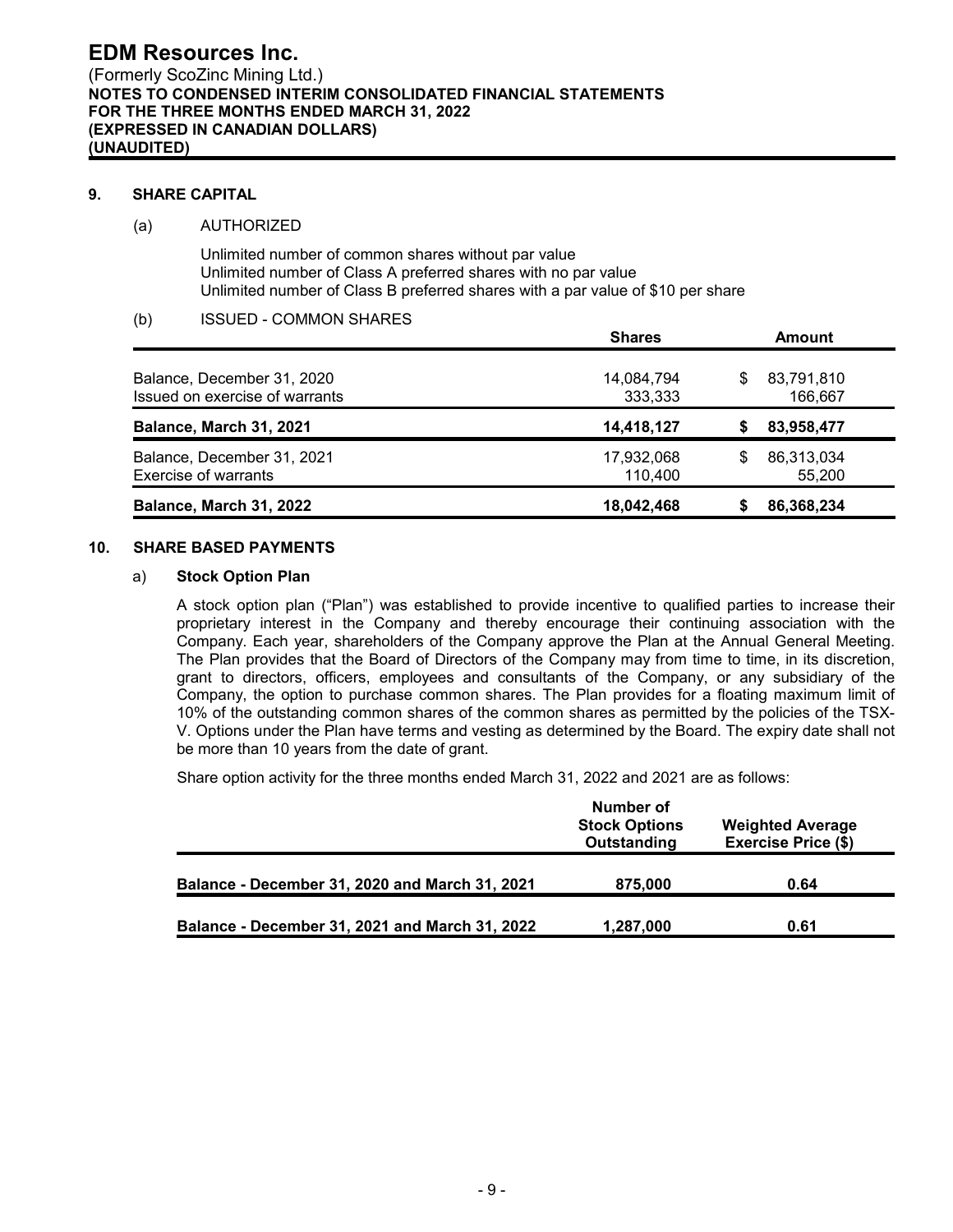## 9. SHARE CAPITAL

### (a) AUTHORIZED

Unlimited number of common shares without par value
Unlimited number of Class A preferred shares with no par value
Unlimited number of Class B preferred shares with a par value of $10 per share

### (b) ISSUED - COMMON SHARES

| | Shares | Amount |
|---|---|---|
| Balance, December 31, 2020 | 14,084,794 | $ 83,791,810 |
| Issued on exercise of warrants | 333,333 | 166,667 |
| **Balance, March 31, 2021** | **14,418,127** | **$ 83,958,477** |
| Balance, December 31, 2021 | 17,932,068 | $ 86,313,034 |
| Exercise of warrants | 110,400 | 55,200 |
| **Balance, March 31, 2022** | **18,042,468** | **$ 86,368,234** |

## 10. SHARE BASED PAYMENTS

### a) Stock Option Plan

A stock option plan ("Plan") was established to provide incentive to qualified parties to increase their proprietary interest in the Company and thereby encourage their continuing association with the Company. Each year, shareholders of the Company approve the Plan at the Annual General Meeting. The Plan provides that the Board of Directors of the Company may from time to time, in its discretion, grant to directors, officers, employees and consultants of the Company, or any subsidiary of the Company, the option to purchase common shares. The Plan provides for a floating maximum limit of 10% of the outstanding common shares of the common shares as permitted by the policies of the TSX-V. Options under the Plan have terms and vesting as determined by the Board. The expiry date shall not be more than 10 years from the date of grant.

Share option activity for the three months ended March 31, 2022 and 2021 are as follows:

| | Number of Stock Options Outstanding | Weighted Average Exercise Price ($) |
|---|---|---|
| **Balance - December 31, 2020 and March 31, 2021** | **875,000** | **0.64** |
| **Balance - December 31, 2021 and March 31, 2022** | **1,287,000** | **0.61** |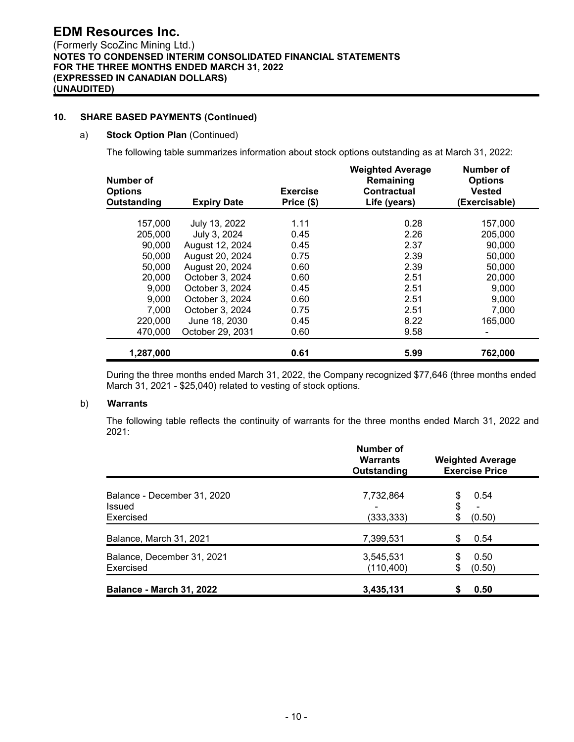## 10. SHARE BASED PAYMENTS (Continued)

### a) Stock Option Plan (Continued)

The following table summarizes information about stock options outstanding as at March 31, 2022:

| Number of Options Outstanding | Expiry Date | Exercise Price ($) | Weighted Average Remaining Contractual Life (years) | Number of Options Vested (Exercisable) |
|---|---|---|---|---|
| 157,000 | July 13, 2022 | 1.11 | 0.28 | 157,000 |
| 205,000 | July 3, 2024 | 0.45 | 2.26 | 205,000 |
| 90,000 | August 12, 2024 | 0.45 | 2.37 | 90,000 |
| 50,000 | August 20, 2024 | 0.75 | 2.39 | 50,000 |
| 50,000 | August 20, 2024 | 0.60 | 2.39 | 50,000 |
| 20,000 | October 3, 2024 | 0.60 | 2.51 | 20,000 |
| 9,000 | October 3, 2024 | 0.45 | 2.51 | 9,000 |
| 9,000 | October 3, 2024 | 0.60 | 2.51 | 9,000 |
| 7,000 | October 3, 2024 | 0.75 | 2.51 | 7,000 |
| 220,000 | June 18, 2030 | 0.45 | 8.22 | 165,000 |
| 470,000 | October 29, 2031 | 0.60 | 9.58 | - |
| **1,287,000** | | **0.61** | **5.99** | **762,000** |

During the three months ended March 31, 2022, the Company recognized $77,646 (three months ended March 31, 2021 - $25,040) related to vesting of stock options.

### b) Warrants

The following table reflects the continuity of warrants for the three months ended March 31, 2022 and 2021:

| | Number of Warrants Outstanding | Weighted Average Exercise Price |
|---|---|---|
| Balance - December 31, 2020 | 7,732,864 | $ 0.54 |
| Issued | - | $ - |
| Exercised | (333,333) | $ (0.50) |
| Balance, March 31, 2021 | 7,399,531 | $ 0.54 |
| Balance, December 31, 2021 | 3,545,531 | $ 0.50 |
| Exercised | (110,400) | $ (0.50) |
| **Balance - March 31, 2022** | **3,435,131** | **$ 0.50** |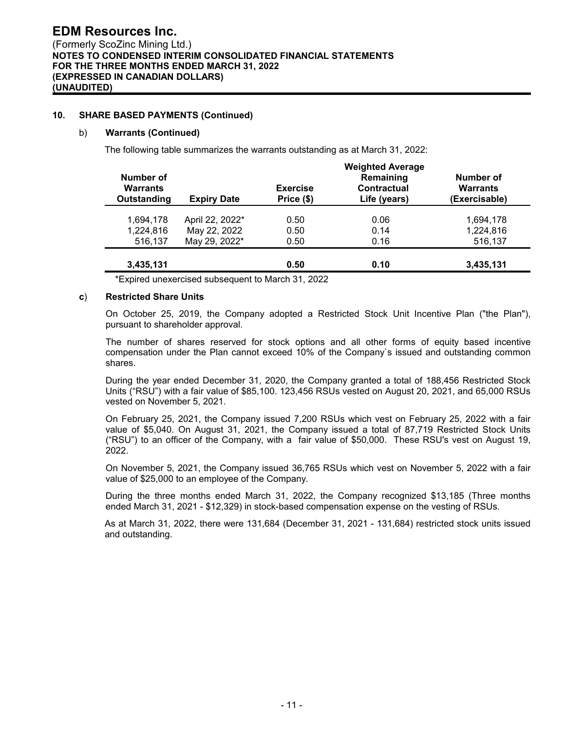## 10. SHARE BASED PAYMENTS (Continued)

### b) Warrants (Continued)

The following table summarizes the warrants outstanding as at March 31, 2022:

| Number of Warrants Outstanding | Expiry Date | Exercise Price ($) | Weighted Average Remaining Contractual Life (years) | Number of Warrants (Exercisable) |
|---|---|---|---|---|
| 1,694,178 | April 22, 2022* | 0.50 | 0.06 | 1,694,178 |
| 1,224,816 | May 22, 2022 | 0.50 | 0.14 | 1,224,816 |
| 516,137 | May 29, 2022* | 0.50 | 0.16 | 516,137 |
| **3,435,131** | | **0.50** | **0.10** | **3,435,131** |

*Expired unexercised subsequent to March 31, 2022

### c) Restricted Share Units

On October 25, 2019, the Company adopted a Restricted Stock Unit Incentive Plan ("the Plan"), pursuant to shareholder approval.

The number of shares reserved for stock options and all other forms of equity based incentive compensation under the Plan cannot exceed 10% of the Company`s issued and outstanding common shares.

During the year ended December 31, 2020, the Company granted a total of 188,456 Restricted Stock Units ("RSU") with a fair value of $85,100. 123,456 RSUs vested on August 20, 2021, and 65,000 RSUs vested on November 5, 2021.

On February 25, 2021, the Company issued 7,200 RSUs which vest on February 25, 2022 with a fair value of $5,040. On August 31, 2021, the Company issued a total of 87,719 Restricted Stock Units ("RSU") to an officer of the Company, with a fair value of $50,000. These RSU's vest on August 19, 2022.

On November 5, 2021, the Company issued 36,765 RSUs which vest on November 5, 2022 with a fair value of $25,000 to an employee of the Company.

During the three months ended March 31, 2022, the Company recognized $13,185 (Three months ended March 31, 2021 - $12,329) in stock-based compensation expense on the vesting of RSUs.

As at March 31, 2022, there were 131,684 (December 31, 2021 - 131,684) restricted stock units issued and outstanding.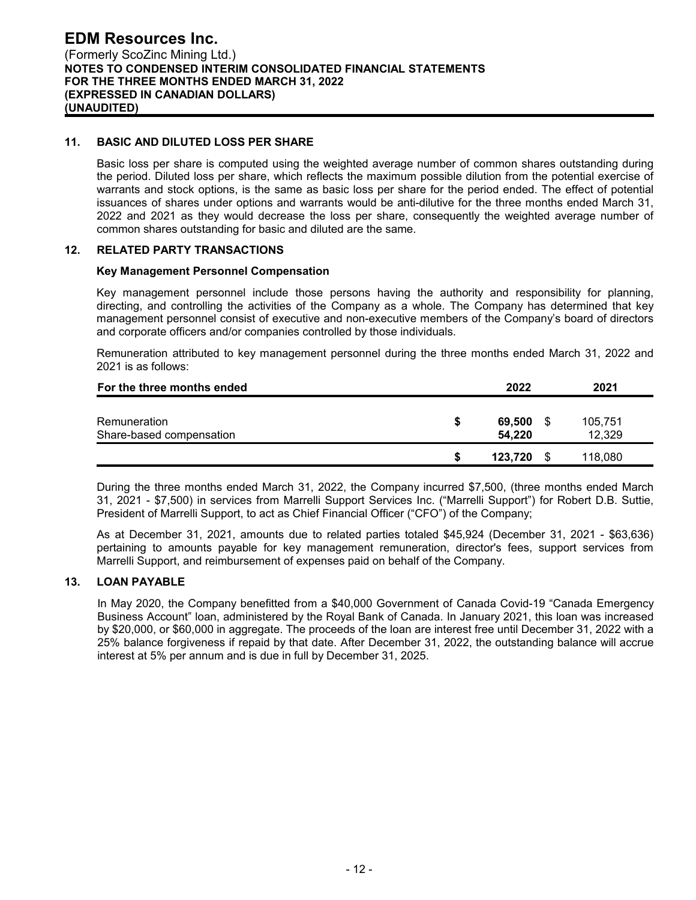## 11. BASIC AND DILUTED LOSS PER SHARE

Basic loss per share is computed using the weighted average number of common shares outstanding during the period. Diluted loss per share, which reflects the maximum possible dilution from the potential exercise of warrants and stock options, is the same as basic loss per share for the period ended. The effect of potential issuances of shares under options and warrants would be anti-dilutive for the three months ended March 31, 2022 and 2021 as they would decrease the loss per share, consequently the weighted average number of common shares outstanding for basic and diluted are the same.

## 12. RELATED PARTY TRANSACTIONS

**Key Management Personnel Compensation**

Key management personnel include those persons having the authority and responsibility for planning, directing, and controlling the activities of the Company as a whole. The Company has determined that key management personnel consist of executive and non-executive members of the Company's board of directors and corporate officers and/or companies controlled by those individuals.

Remuneration attributed to key management personnel during the three months ended March 31, 2022 and 2021 is as follows:

| For the three months ended | 2022 | 2021 |
|---|---|---|
| Remuneration | **$ 69,500** | $ 105,751 |
| Share-based compensation | **54,220** | 12,329 |
| | **$ 123,720** | $ 118,080 |

During the three months ended March 31, 2022, the Company incurred $7,500, (three months ended March 31, 2021 - $7,500) in services from Marrelli Support Services Inc. ("Marrelli Support") for Robert D.B. Suttie, President of Marrelli Support, to act as Chief Financial Officer ("CFO") of the Company;

As at December 31, 2021, amounts due to related parties totaled $45,924 (December 31, 2021 - $63,636) pertaining to amounts payable for key management remuneration, director's fees, support services from Marrelli Support, and reimbursement of expenses paid on behalf of the Company.

## 13. LOAN PAYABLE

In May 2020, the Company benefitted from a $40,000 Government of Canada Covid-19 "Canada Emergency Business Account" loan, administered by the Royal Bank of Canada. In January 2021, this loan was increased by $20,000, or $60,000 in aggregate. The proceeds of the loan are interest free until December 31, 2022 with a 25% balance forgiveness if repaid by that date. After December 31, 2022, the outstanding balance will accrue interest at 5% per annum and is due in full by December 31, 2025.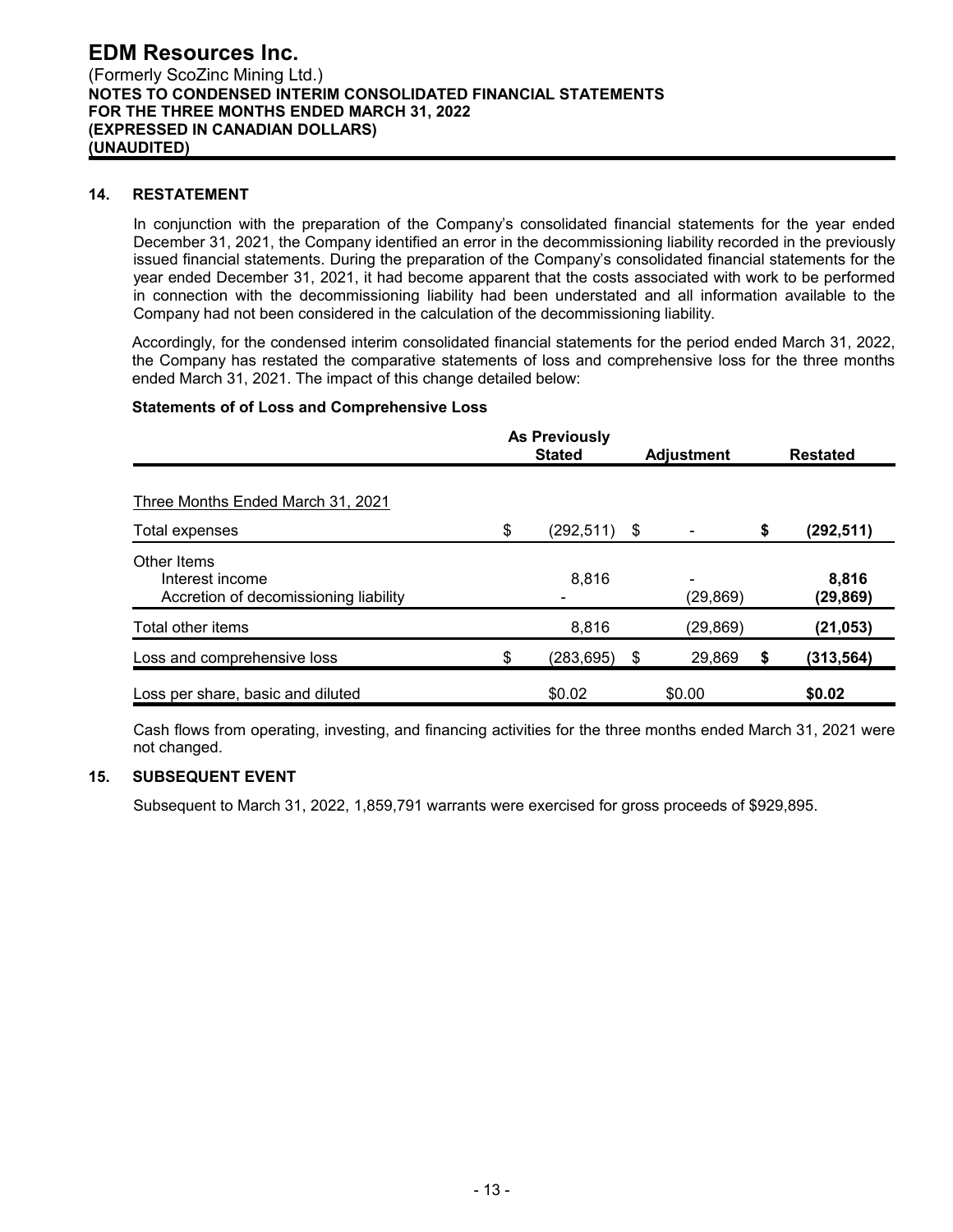## 14. RESTATEMENT

In conjunction with the preparation of the Company's consolidated financial statements for the year ended December 31, 2021, the Company identified an error in the decommissioning liability recorded in the previously issued financial statements. During the preparation of the Company's consolidated financial statements for the year ended December 31, 2021, it had become apparent that the costs associated with work to be performed in connection with the decommissioning liability had been understated and all information available to the Company had not been considered in the calculation of the decommissioning liability.

Accordingly, for the condensed interim consolidated financial statements for the period ended March 31, 2022, the Company has restated the comparative statements of loss and comprehensive loss for the three months ended March 31, 2021. The impact of this change detailed below:

**Statements of of Loss and Comprehensive Loss**

| | As Previously Stated | Adjustment | Restated |
|---|---|---|---|
| Three Months Ended March 31, 2021 | | | |
| Total expenses | $ (292,511) | $ - | **$ (292,511)** |
| Other Items | | | |
| Interest income | 8,816 | - | **8,816** |
| Accretion of decomissioning liability | - | (29,869) | **(29,869)** |
| Total other items | 8,816 | (29,869) | **(21,053)** |
| Loss and comprehensive loss | $ (283,695) | $ 29,869 | **$ (313,564)** |
| Loss per share, basic and diluted | $0.02 | $0.00 | **$0.02** |

Cash flows from operating, investing, and financing activities for the three months ended March 31, 2021 were not changed.

## 15. SUBSEQUENT EVENT

Subsequent to March 31, 2022, 1,859,791 warrants were exercised for gross proceeds of $929,895.